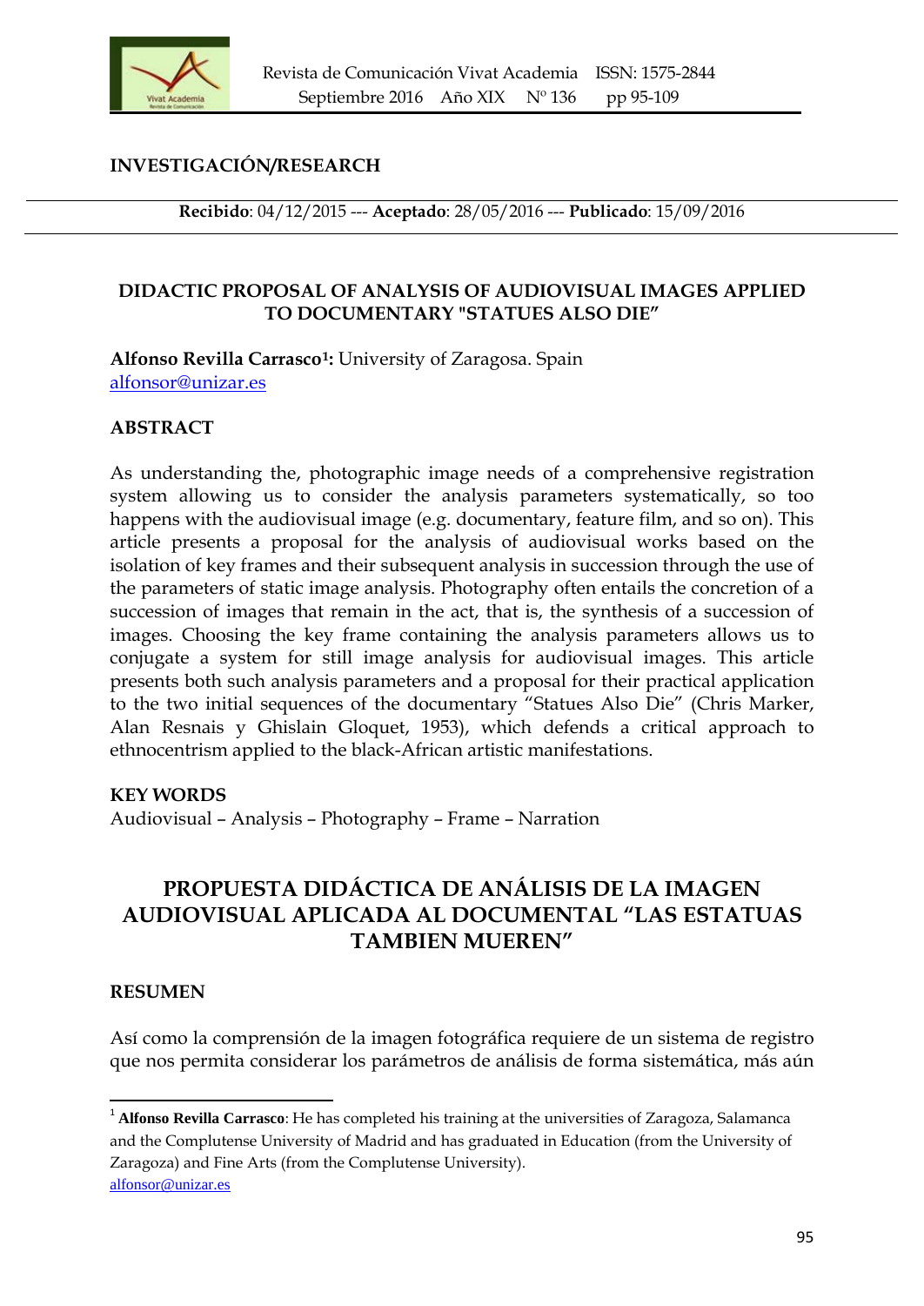**INVESTIGACIÓN/RESEARCH**

**Recibido**: 04/12/2015 --- **Aceptado**: 28/05/2016 --- **Publicado**: 15/09/2016

## DIDACTIC PROPOSAL OF ANALYSIS OF AUDIOVISUAL IMAGES APPLIED TO DOCUMENTARY "STATUES ALSO DIE"

**Alfonso Revilla Carrasco[1]:** University of Zaragosa. Spain
alfonsor@unizar.es

### ABSTRACT

As understanding the, photographic image needs of a comprehensive registration system allowing us to consider the analysis parameters systematically, so too happens with the audiovisual image (e.g. documentary, feature film, and so on). This article presents a proposal for the analysis of audiovisual works based on the isolation of key frames and their subsequent analysis in succession through the use of the parameters of static image analysis. Photography often entails the concretion of a succession of images that remain in the act, that is, the synthesis of a succession of images. Choosing the key frame containing the analysis parameters allows us to conjugate a system for still image analysis for audiovisual images. This article presents both such analysis parameters and a proposal for their practical application to the two initial sequences of the documentary "Statues Also Die" (Chris Marker, Alan Resnais y Ghislain Gloquet, 1953), which defends a critical approach to ethnocentrism applied to the black-African artistic manifestations.

### KEY WORDS

Audiovisual – Analysis – Photography – Frame – Narration

## PROPUESTA DIDÁCTICA DE ANÁLISIS DE LA IMAGEN AUDIOVISUAL APLICADA AL DOCUMENTAL "LAS ESTATUAS TAMBIEN MUEREN"

### RESUMEN

Así como la comprensión de la imagen fotográfica requiere de un sistema de registro que nos permita considerar los parámetros de análisis de forma sistemática, más aún

---

[1] **Alfonso Revilla Carrasco**: He has completed his training at the universities of Zaragoza, Salamanca and the Complutense University of Madrid and has graduated in Education (from the University of Zaragoza) and Fine Arts (from the Complutense University).
alfonsor@unizar.es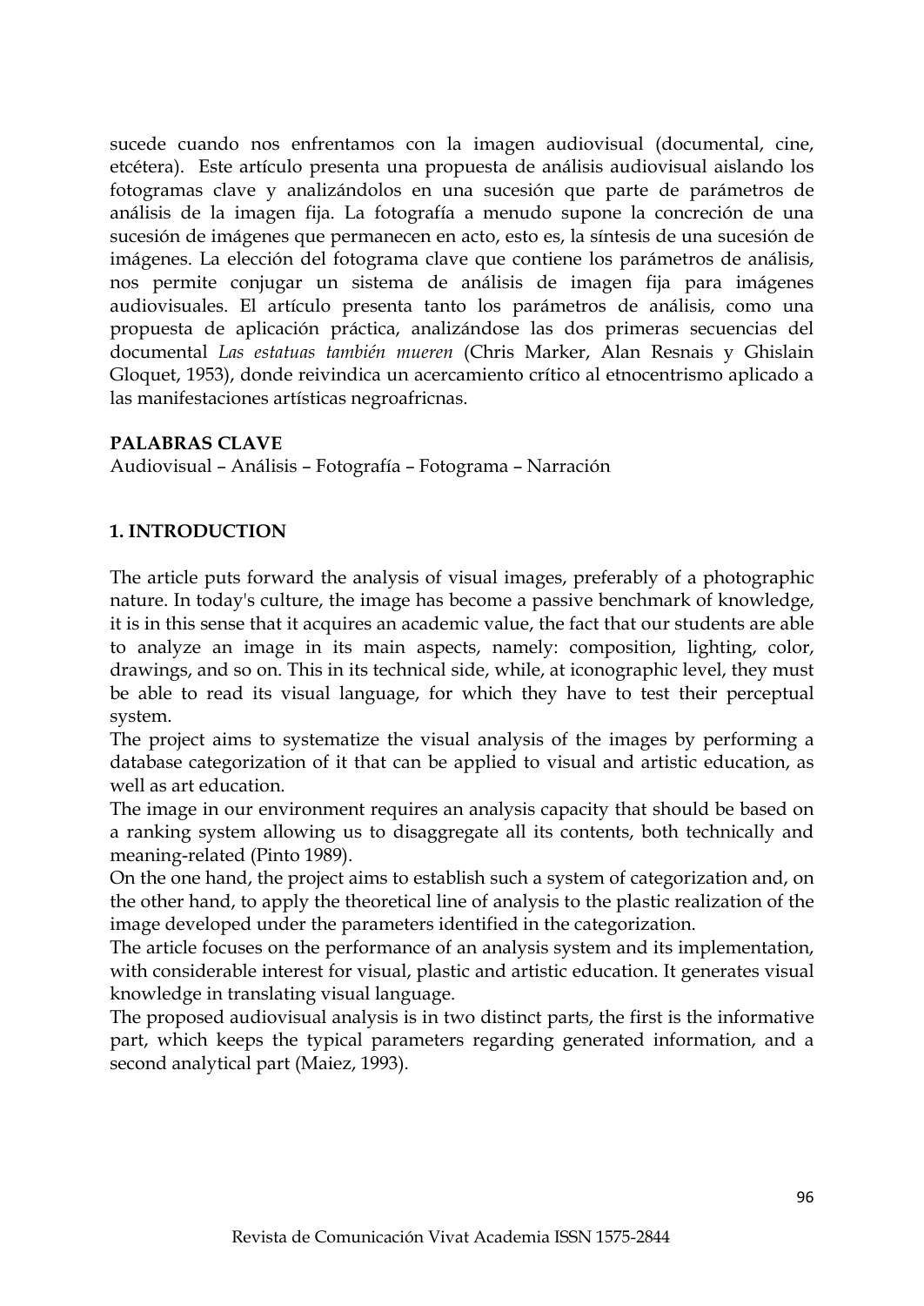sucede cuando nos enfrentamos con la imagen audiovisual (documental, cine, etcétera). Este artículo presenta una propuesta de análisis audiovisual aislando los fotogramas clave y analizándolos en una sucesión que parte de parámetros de análisis de la imagen fija. La fotografía a menudo supone la concreción de una sucesión de imágenes que permanecen en acto, esto es, la síntesis de una sucesión de imágenes. La elección del fotograma clave que contiene los parámetros de análisis, nos permite conjugar un sistema de análisis de imagen fija para imágenes audiovisuales. El artículo presenta tanto los parámetros de análisis, como una propuesta de aplicación práctica, analizándose las dos primeras secuencias del documental *Las estatuas también mueren* (Chris Marker, Alan Resnais y Ghislain Gloquet, 1953), donde reivindica un acercamiento crítico al etnocentrismo aplicado a las manifestaciones artísticas negroafricnas.

**PALABRAS CLAVE**

Audiovisual – Análisis – Fotografía – Fotograma – Narración

## 1. INTRODUCTION

The article puts forward the analysis of visual images, preferably of a photographic nature. In today's culture, the image has become a passive benchmark of knowledge, it is in this sense that it acquires an academic value, the fact that our students are able to analyze an image in its main aspects, namely: composition, lighting, color, drawings, and so on. This in its technical side, while, at iconographic level, they must be able to read its visual language, for which they have to test their perceptual system.

The project aims to systematize the visual analysis of the images by performing a database categorization of it that can be applied to visual and artistic education, as well as art education.

The image in our environment requires an analysis capacity that should be based on a ranking system allowing us to disaggregate all its contents, both technically and meaning-related (Pinto 1989).

On the one hand, the project aims to establish such a system of categorization and, on the other hand, to apply the theoretical line of analysis to the plastic realization of the image developed under the parameters identified in the categorization.

The article focuses on the performance of an analysis system and its implementation, with considerable interest for visual, plastic and artistic education. It generates visual knowledge in translating visual language.

The proposed audiovisual analysis is in two distinct parts, the first is the informative part, which keeps the typical parameters regarding generated information, and a second analytical part (Maiez, 1993).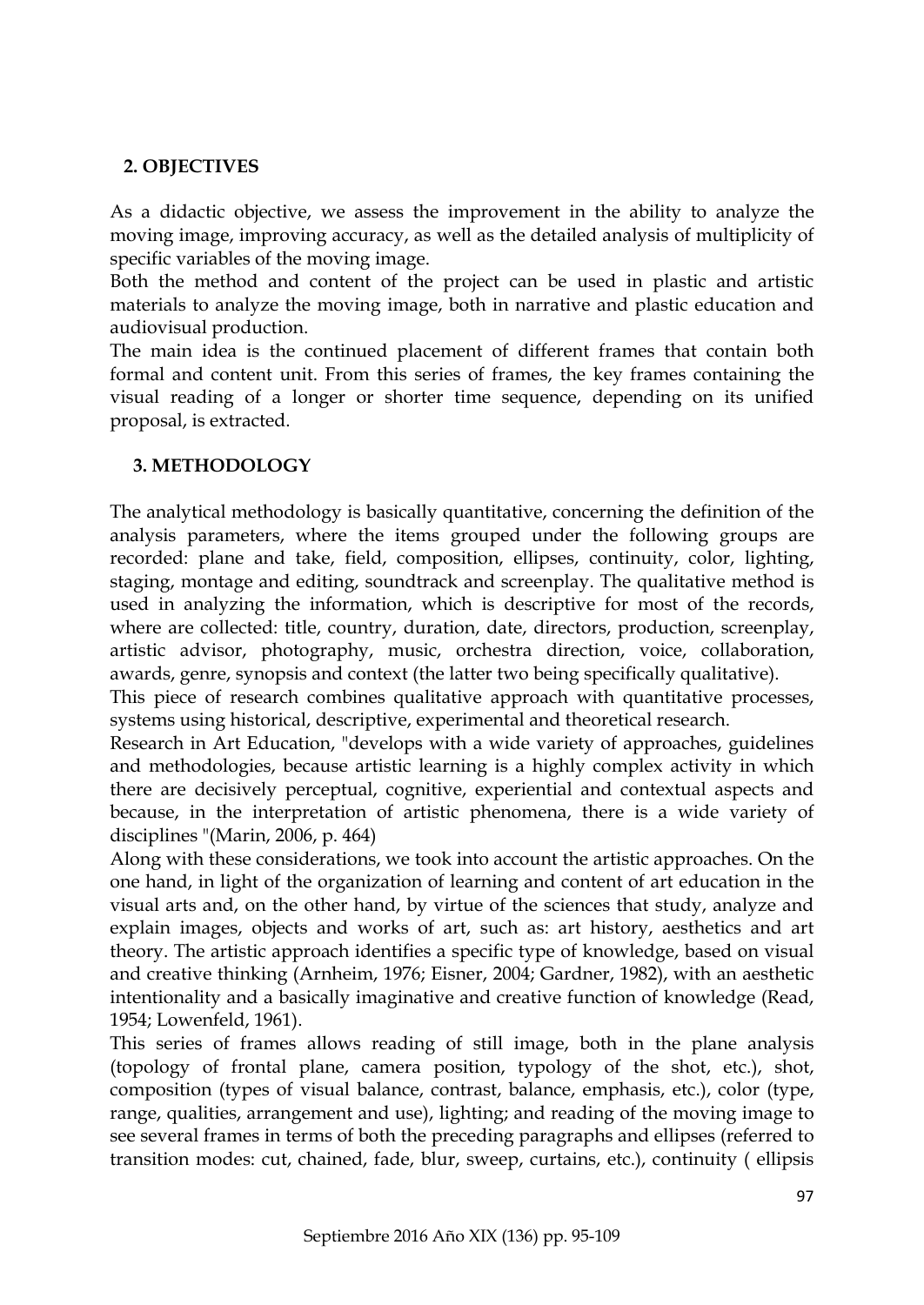## 2. OBJECTIVES

As a didactic objective, we assess the improvement in the ability to analyze the moving image, improving accuracy, as well as the detailed analysis of multiplicity of specific variables of the moving image.

Both the method and content of the project can be used in plastic and artistic materials to analyze the moving image, both in narrative and plastic education and audiovisual production.

The main idea is the continued placement of different frames that contain both formal and content unit. From this series of frames, the key frames containing the visual reading of a longer or shorter time sequence, depending on its unified proposal, is extracted.

## 3. METHODOLOGY

The analytical methodology is basically quantitative, concerning the definition of the analysis parameters, where the items grouped under the following groups are recorded: plane and take, field, composition, ellipses, continuity, color, lighting, staging, montage and editing, soundtrack and screenplay. The qualitative method is used in analyzing the information, which is descriptive for most of the records, where are collected: title, country, duration, date, directors, production, screenplay, artistic advisor, photography, music, orchestra direction, voice, collaboration, awards, genre, synopsis and context (the latter two being specifically qualitative).

This piece of research combines qualitative approach with quantitative processes, systems using historical, descriptive, experimental and theoretical research.

Research in Art Education, "develops with a wide variety of approaches, guidelines and methodologies, because artistic learning is a highly complex activity in which there are decisively perceptual, cognitive, experiential and contextual aspects and because, in the interpretation of artistic phenomena, there is a wide variety of disciplines "(Marin, 2006, p. 464)

Along with these considerations, we took into account the artistic approaches. On the one hand, in light of the organization of learning and content of art education in the visual arts and, on the other hand, by virtue of the sciences that study, analyze and explain images, objects and works of art, such as: art history, aesthetics and art theory. The artistic approach identifies a specific type of knowledge, based on visual and creative thinking (Arnheim, 1976; Eisner, 2004; Gardner, 1982), with an aesthetic intentionality and a basically imaginative and creative function of knowledge (Read, 1954; Lowenfeld, 1961).

This series of frames allows reading of still image, both in the plane analysis (topology of frontal plane, camera position, typology of the shot, etc.), shot, composition (types of visual balance, contrast, balance, emphasis, etc.), color (type, range, qualities, arrangement and use), lighting; and reading of the moving image to see several frames in terms of both the preceding paragraphs and ellipses (referred to transition modes: cut, chained, fade, blur, sweep, curtains, etc.), continuity ( ellipsis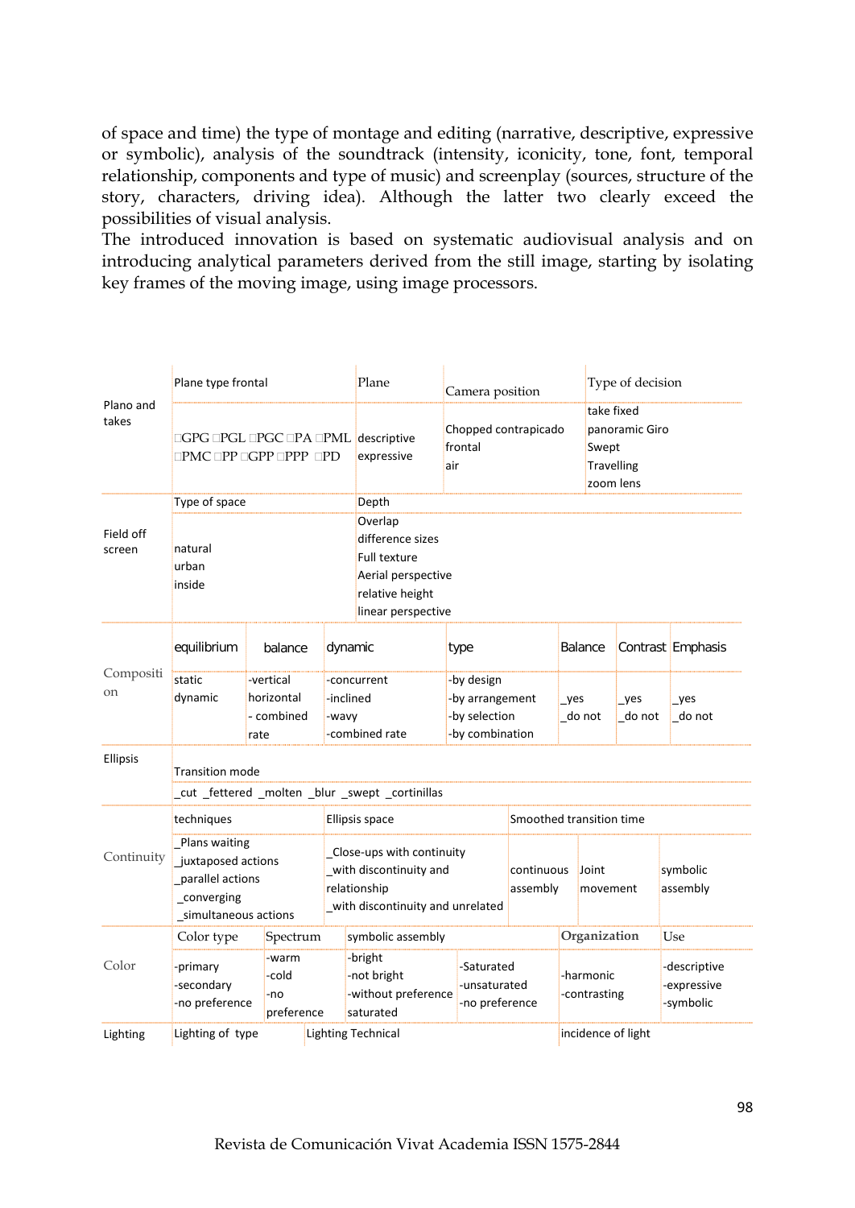of space and time) the type of montage and editing (narrative, descriptive, expressive or symbolic), analysis of the soundtrack (intensity, iconicity, tone, font, temporal relationship, components and type of music) and screenplay (sources, structure of the story, characters, driving idea). Although the latter two clearly exceed the possibilities of visual analysis.

The introduced innovation is based on systematic audiovisual analysis and on introducing analytical parameters derived from the still image, starting by isolating key frames of the moving image, using image processors.

| | | | | | | | |
|---|---|---|---|---|---|---|---|
| Plano and takes | Plane type frontal | | Plane | Camera position | Type of decision | | |
| | □GPG □PGL □PGC □PA □PML □PMC □PP □GPP □PPP □PD | | descriptive<br>expressive | Chopped contrapicado<br>frontal<br>air | take fixed<br>panoramic Giro<br>Swept<br>Travelling<br>zoom lens | | |
| Field off screen | Type of space | | Depth | | | | |
| | natural<br>urban<br>inside | | Overlap<br>difference sizes<br>Full texture<br>Aerial perspective<br>relative height<br>linear perspective | | | | |
| Composition | equilibrium | balance | dynamic | type | Balance | Contrast | Emphasis |
| | static<br>dynamic | -vertical<br>horizontal<br>- combined<br>rate | -concurrent<br>-inclined<br>-wavy<br>-combined rate | -by design<br>-by arrangement<br>-by selection<br>-by combination | _yes<br>_do not | _yes<br>_do not | _yes<br>_do not |
| Ellipsis | Transition mode | | | | | | |
| | _cut _fettered _molten _blur _swept _cortinillas | | | | | | |
| Continuity | techniques | | Ellipsis space | Smoothed transition time | | | |
| | _Plans waiting<br>_juxtaposed actions<br>_parallel actions<br>_converging<br>_simultaneous actions | | _Close-ups with continuity<br>_with discontinuity and relationship<br>_with discontinuity and unrelated | continuous assembly | Joint movement | symbolic assembly | |
| Color | Color type | Spectrum | symbolic assembly | | Organization | Use | |
| | -primary<br>-secondary<br>-no preference | -warm<br>-cold<br>-no preference | -bright<br>-not bright<br>-without preference saturated | -Saturated<br>-unsaturated<br>-no preference | -harmonic<br>-contrasting | -descriptive<br>-expressive<br>-symbolic | |
| Lighting | Lighting of type | | Lighting Technical | | incidence of light | | |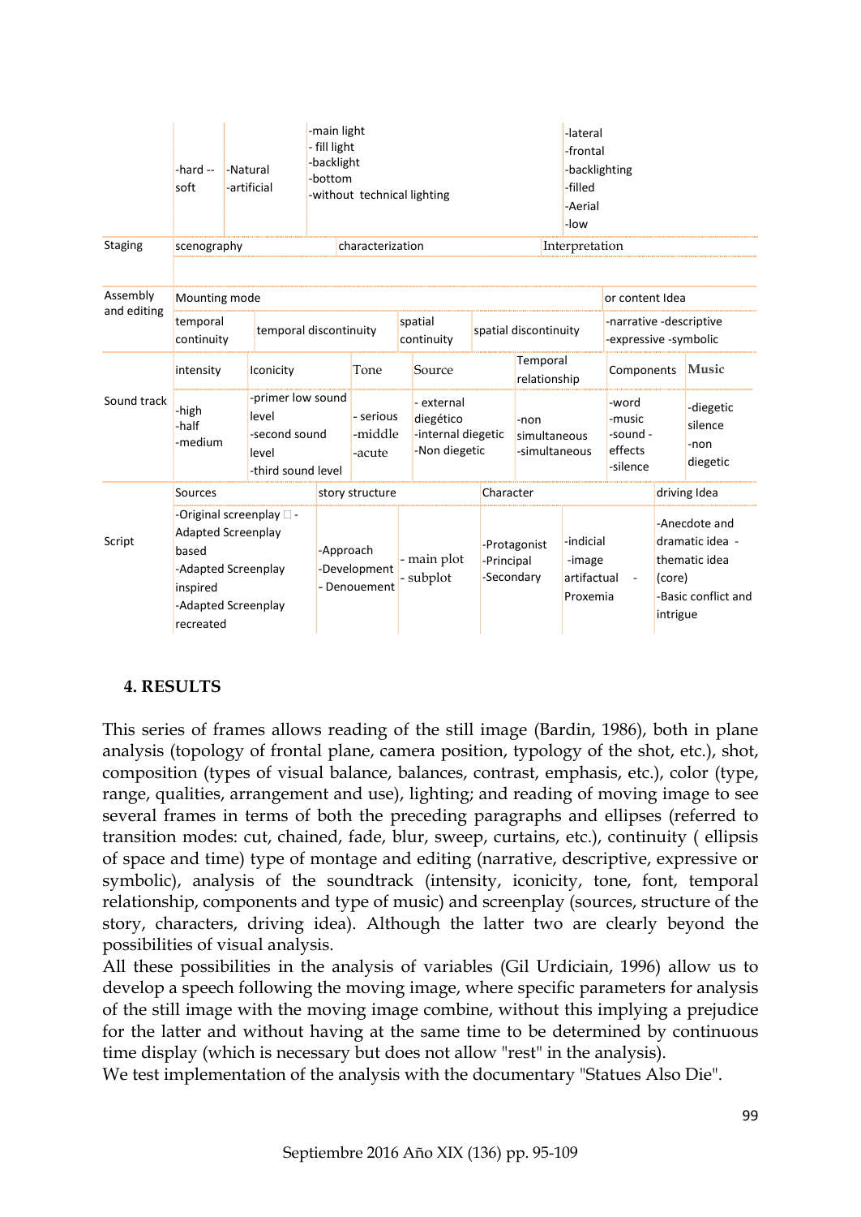|  |  |  |  |  |  |  |  |
|---|---|---|---|---|---|---|---|
|  | -hard -- soft | -Natural -artificial | -main light - fill light -backlight -bottom -without technical lighting |  |  | -lateral -frontal -backlighting -filled -Aerial -low |  |
| Staging | scenography |  | characterization |  |  | Interpretation |  |
| Assembly and editing | Mounting mode |  |  |  |  | or content Idea |  |
|  | temporal continuity | temporal discontinuity |  | spatial continuity | spatial discontinuity | -narrative -descriptive -expressive -symbolic |  |
| Sound track | intensity | Iconicity | Tone | Source | Temporal relationship | Components | Music |
|  | -high -half -medium | -primer low sound level -second sound level -third sound level | - serious -middle -acute | - external diegético -internal diegetic -Non diegetic | -non simultaneous -simultaneous | -word -music -sound -effects -silence | -diegetic silence -non diegetic |
| Script | Sources | story structure |  | Character |  | driving Idea |  |
|  | -Original screenplay  - Adapted Screenplay based -Adapted Screenplay inspired -Adapted Screenplay recreated | -Approach -Development - Denouement | - main plot - subplot | -Protagonist -Principal -Secondary | -indicial -image artifactual - Proxemia | -Anecdote and dramatic idea - thematic idea (core) -Basic conflict and intrigue |  |

## 4. RESULTS

This series of frames allows reading of the still image (Bardin, 1986), both in plane analysis (topology of frontal plane, camera position, typology of the shot, etc.), shot, composition (types of visual balance, balances, contrast, emphasis, etc.), color (type, range, qualities, arrangement and use), lighting; and reading of moving image to see several frames in terms of both the preceding paragraphs and ellipses (referred to transition modes: cut, chained, fade, blur, sweep, curtains, etc.), continuity ( ellipsis of space and time) type of montage and editing (narrative, descriptive, expressive or symbolic), analysis of the soundtrack (intensity, iconicity, tone, font, temporal relationship, components and type of music) and screenplay (sources, structure of the story, characters, driving idea). Although the latter two are clearly beyond the possibilities of visual analysis.

All these possibilities in the analysis of variables (Gil Urdiciain, 1996) allow us to develop a speech following the moving image, where specific parameters for analysis of the still image with the moving image combine, without this implying a prejudice for the latter and without having at the same time to be determined by continuous time display (which is necessary but does not allow "rest" in the analysis).

We test implementation of the analysis with the documentary "Statues Also Die".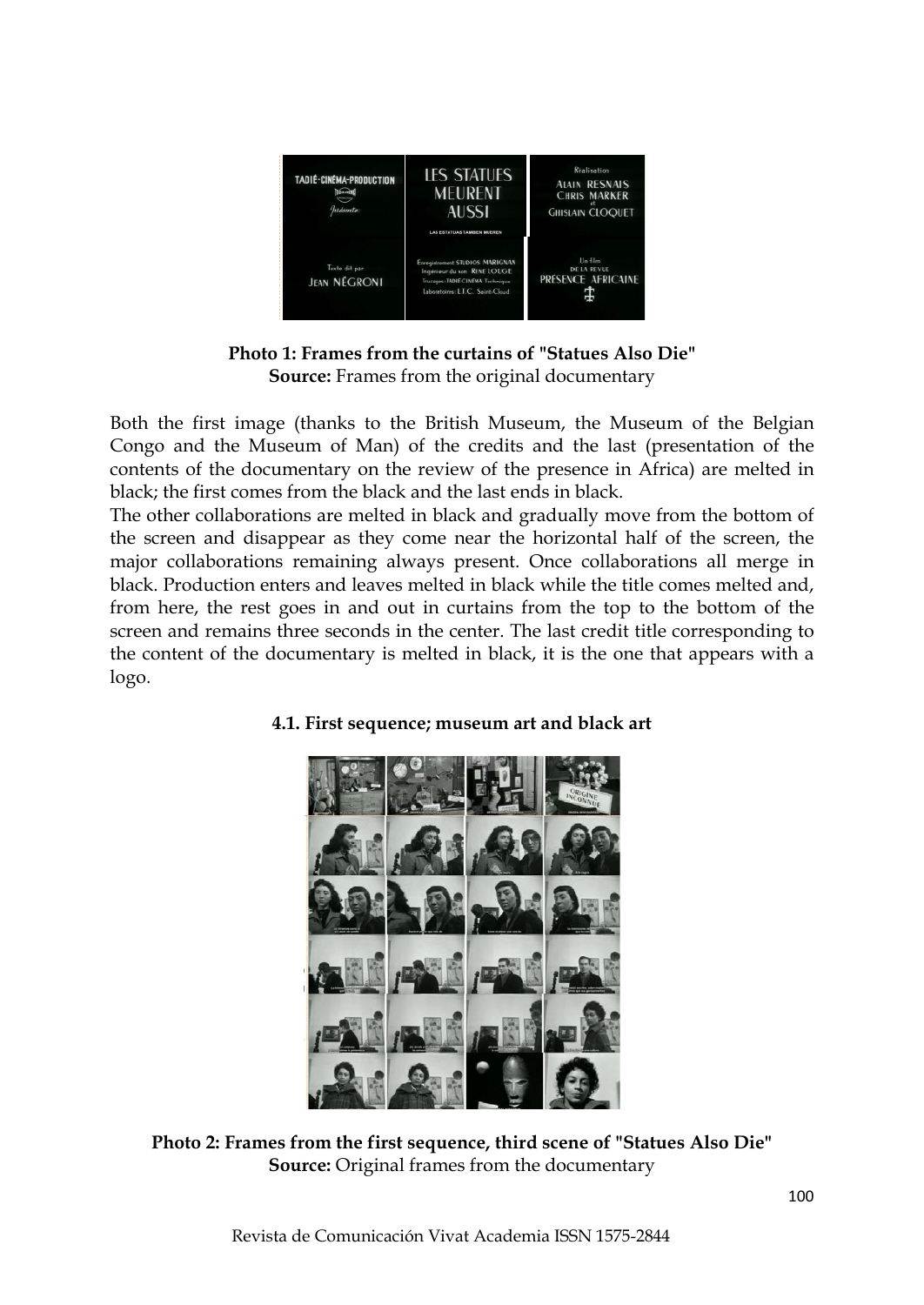**Photo 1: Frames from the curtains of "Statues Also Die"**
**Source:** Frames from the original documentary

Both the first image (thanks to the British Museum, the Museum of the Belgian Congo and the Museum of Man) of the credits and the last (presentation of the contents of the documentary on the review of the presence in Africa) are melted in black; the first comes from the black and the last ends in black.

The other collaborations are melted in black and gradually move from the bottom of the screen and disappear as they come near the horizontal half of the screen, the major collaborations remaining always present. Once collaborations all merge in black. Production enters and leaves melted in black while the title comes melted and, from here, the rest goes in and out in curtains from the top to the bottom of the screen and remains three seconds in the center. The last credit title corresponding to the content of the documentary is melted in black, it is the one that appears with a logo.

### 4.1. First sequence; museum art and black art

**Photo 2: Frames from the first sequence, third scene of "Statues Also Die"**
**Source:** Original frames from the documentary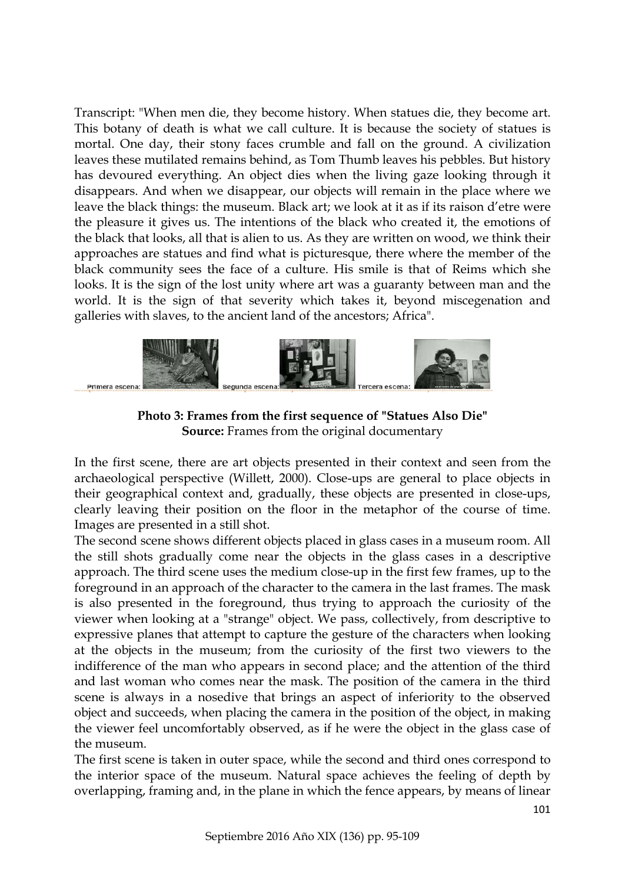Transcript: "When men die, they become history. When statues die, they become art. This botany of death is what we call culture. It is because the society of statues is mortal. One day, their stony faces crumble and fall on the ground. A civilization leaves these mutilated remains behind, as Tom Thumb leaves his pebbles. But history has devoured everything. An object dies when the living gaze looking through it disappears. And when we disappear, our objects will remain in the place where we leave the black things: the museum. Black art; we look at it as if its raison d'etre were the pleasure it gives us. The intentions of the black who created it, the emotions of the black that looks, all that is alien to us. As they are written on wood, we think their approaches are statues and find what is picturesque, there where the member of the black community sees the face of a culture. His smile is that of Reims which she looks. It is the sign of the lost unity where art was a guaranty between man and the world. It is the sign of that severity which takes it, beyond miscegenation and galleries with slaves, to the ancient land of the ancestors; Africa".

Primera escena: Segunda escena: Tercera escena:

**Photo 3: Frames from the first sequence of "Statues Also Die"**
**Source:** Frames from the original documentary

In the first scene, there are art objects presented in their context and seen from the archaeological perspective (Willett, 2000). Close-ups are general to place objects in their geographical context and, gradually, these objects are presented in close-ups, clearly leaving their position on the floor in the metaphor of the course of time. Images are presented in a still shot.

The second scene shows different objects placed in glass cases in a museum room. All the still shots gradually come near the objects in the glass cases in a descriptive approach. The third scene uses the medium close-up in the first few frames, up to the foreground in an approach of the character to the camera in the last frames. The mask is also presented in the foreground, thus trying to approach the curiosity of the viewer when looking at a "strange" object. We pass, collectively, from descriptive to expressive planes that attempt to capture the gesture of the characters when looking at the objects in the museum; from the curiosity of the first two viewers to the indifference of the man who appears in second place; and the attention of the third and last woman who comes near the mask. The position of the camera in the third scene is always in a nosedive that brings an aspect of inferiority to the observed object and succeeds, when placing the camera in the position of the object, in making the viewer feel uncomfortably observed, as if he were the object in the glass case of the museum.

The first scene is taken in outer space, while the second and third ones correspond to the interior space of the museum. Natural space achieves the feeling of depth by overlapping, framing and, in the plane in which the fence appears, by means of linear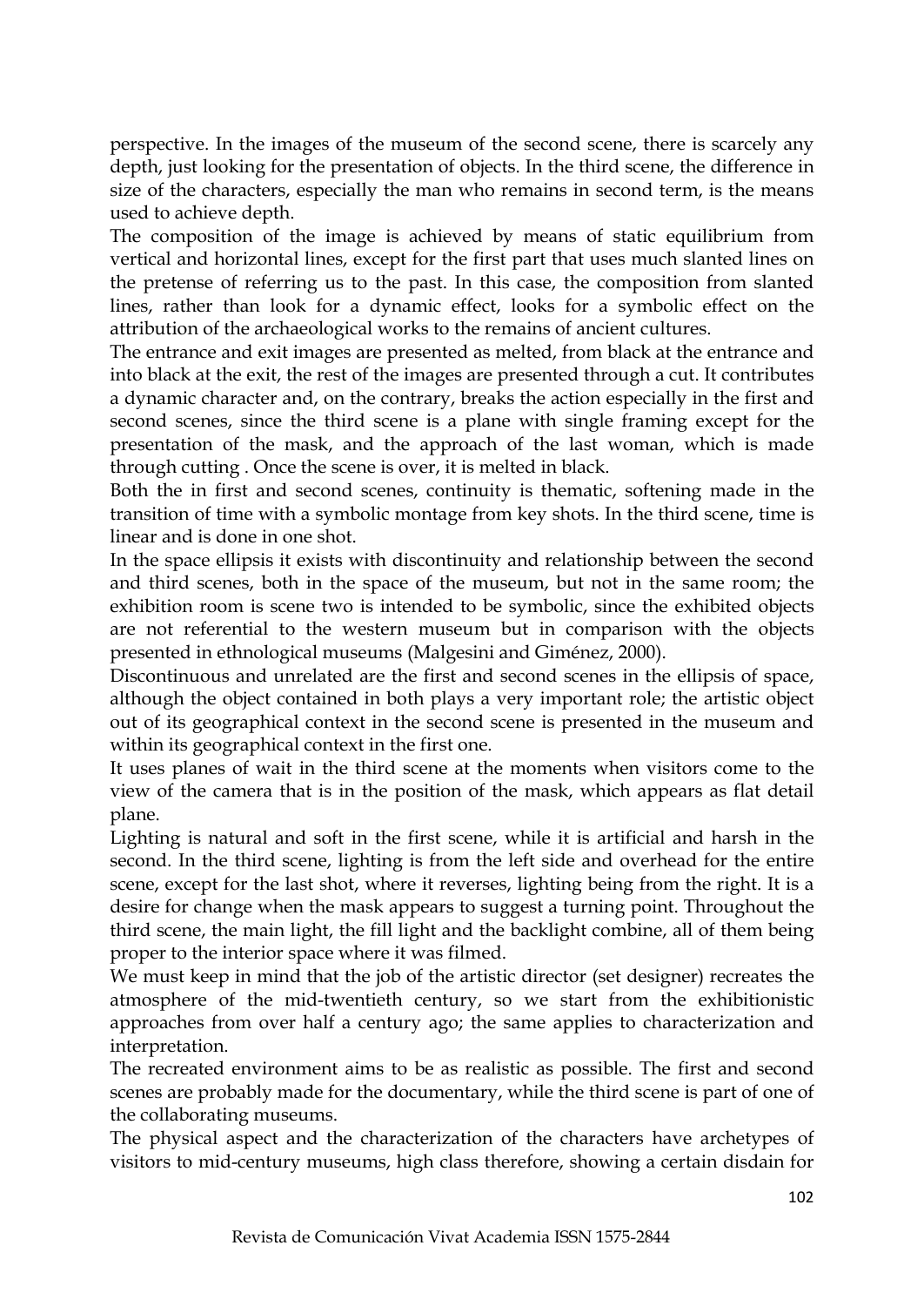perspective. In the images of the museum of the second scene, there is scarcely any depth, just looking for the presentation of objects. In the third scene, the difference in size of the characters, especially the man who remains in second term, is the means used to achieve depth.

The composition of the image is achieved by means of static equilibrium from vertical and horizontal lines, except for the first part that uses much slanted lines on the pretense of referring us to the past. In this case, the composition from slanted lines, rather than look for a dynamic effect, looks for a symbolic effect on the attribution of the archaeological works to the remains of ancient cultures.

The entrance and exit images are presented as melted, from black at the entrance and into black at the exit, the rest of the images are presented through a cut. It contributes a dynamic character and, on the contrary, breaks the action especially in the first and second scenes, since the third scene is a plane with single framing except for the presentation of the mask, and the approach of the last woman, which is made through cutting . Once the scene is over, it is melted in black.

Both the in first and second scenes, continuity is thematic, softening made in the transition of time with a symbolic montage from key shots. In the third scene, time is linear and is done in one shot.

In the space ellipsis it exists with discontinuity and relationship between the second and third scenes, both in the space of the museum, but not in the same room; the exhibition room is scene two is intended to be symbolic, since the exhibited objects are not referential to the western museum but in comparison with the objects presented in ethnological museums (Malgesini and Giménez, 2000).

Discontinuous and unrelated are the first and second scenes in the ellipsis of space, although the object contained in both plays a very important role; the artistic object out of its geographical context in the second scene is presented in the museum and within its geographical context in the first one.

It uses planes of wait in the third scene at the moments when visitors come to the view of the camera that is in the position of the mask, which appears as flat detail plane.

Lighting is natural and soft in the first scene, while it is artificial and harsh in the second. In the third scene, lighting is from the left side and overhead for the entire scene, except for the last shot, where it reverses, lighting being from the right. It is a desire for change when the mask appears to suggest a turning point. Throughout the third scene, the main light, the fill light and the backlight combine, all of them being proper to the interior space where it was filmed.

We must keep in mind that the job of the artistic director (set designer) recreates the atmosphere of the mid-twentieth century, so we start from the exhibitionistic approaches from over half a century ago; the same applies to characterization and interpretation.

The recreated environment aims to be as realistic as possible. The first and second scenes are probably made for the documentary, while the third scene is part of one of the collaborating museums.

The physical aspect and the characterization of the characters have archetypes of visitors to mid-century museums, high class therefore, showing a certain disdain for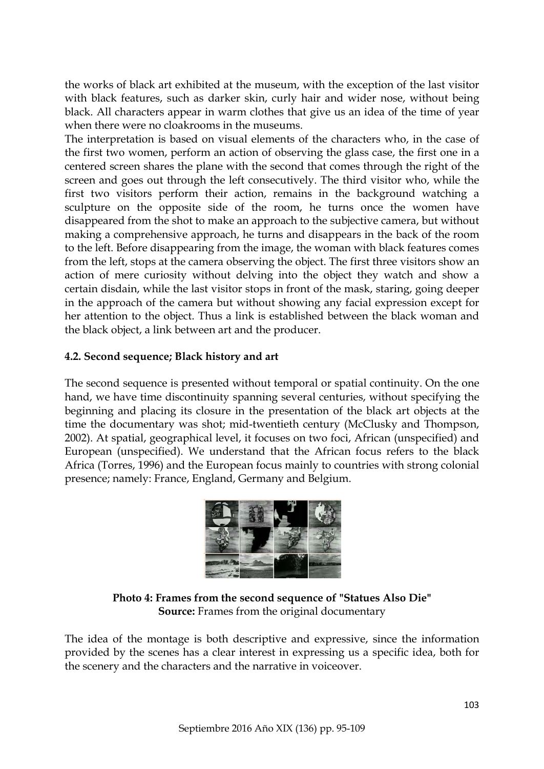the works of black art exhibited at the museum, with the exception of the last visitor with black features, such as darker skin, curly hair and wider nose, without being black. All characters appear in warm clothes that give us an idea of the time of year when there were no cloakrooms in the museums.

The interpretation is based on visual elements of the characters who, in the case of the first two women, perform an action of observing the glass case, the first one in a centered screen shares the plane with the second that comes through the right of the screen and goes out through the left consecutively. The third visitor who, while the first two visitors perform their action, remains in the background watching a sculpture on the opposite side of the room, he turns once the women have disappeared from the shot to make an approach to the subjective camera, but without making a comprehensive approach, he turns and disappears in the back of the room to the left. Before disappearing from the image, the woman with black features comes from the left, stops at the camera observing the object. The first three visitors show an action of mere curiosity without delving into the object they watch and show a certain disdain, while the last visitor stops in front of the mask, staring, going deeper in the approach of the camera but without showing any facial expression except for her attention to the object. Thus a link is established between the black woman and the black object, a link between art and the producer.

### 4.2. Second sequence; Black history and art

The second sequence is presented without temporal or spatial continuity. On the one hand, we have time discontinuity spanning several centuries, without specifying the beginning and placing its closure in the presentation of the black art objects at the time the documentary was shot; mid-twentieth century (McClusky and Thompson, 2002). At spatial, geographical level, it focuses on two foci, African (unspecified) and European (unspecified). We understand that the African focus refers to the black Africa (Torres, 1996) and the European focus mainly to countries with strong colonial presence; namely: France, England, Germany and Belgium.

**Photo 4: Frames from the second sequence of "Statues Also Die"**
**Source:** Frames from the original documentary

The idea of the montage is both descriptive and expressive, since the information provided by the scenes has a clear interest in expressing us a specific idea, both for the scenery and the characters and the narrative in voiceover.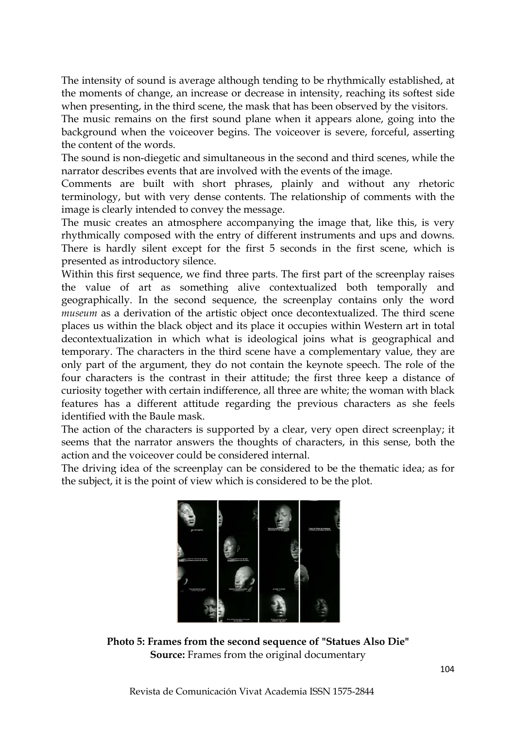The intensity of sound is average although tending to be rhythmically established, at the moments of change, an increase or decrease in intensity, reaching its softest side when presenting, in the third scene, the mask that has been observed by the visitors.

The music remains on the first sound plane when it appears alone, going into the background when the voiceover begins. The voiceover is severe, forceful, asserting the content of the words.

The sound is non-diegetic and simultaneous in the second and third scenes, while the narrator describes events that are involved with the events of the image.

Comments are built with short phrases, plainly and without any rhetoric terminology, but with very dense contents. The relationship of comments with the image is clearly intended to convey the message.

The music creates an atmosphere accompanying the image that, like this, is very rhythmically composed with the entry of different instruments and ups and downs. There is hardly silent except for the first 5 seconds in the first scene, which is presented as introductory silence.

Within this first sequence, we find three parts. The first part of the screenplay raises the value of art as something alive contextualized both temporally and geographically. In the second sequence, the screenplay contains only the word *museum* as a derivation of the artistic object once decontextualized. The third scene places us within the black object and its place it occupies within Western art in total decontextualization in which what is ideological joins what is geographical and temporary. The characters in the third scene have a complementary value, they are only part of the argument, they do not contain the keynote speech. The role of the four characters is the contrast in their attitude; the first three keep a distance of curiosity together with certain indifference, all three are white; the woman with black features has a different attitude regarding the previous characters as she feels identified with the Baule mask.

The action of the characters is supported by a clear, very open direct screenplay; it seems that the narrator answers the thoughts of characters, in this sense, both the action and the voiceover could be considered internal.

The driving idea of the screenplay can be considered to be the thematic idea; as for the subject, it is the point of view which is considered to be the plot.

**Photo 5: Frames from the second sequence of "Statues Also Die"**
**Source:** Frames from the original documentary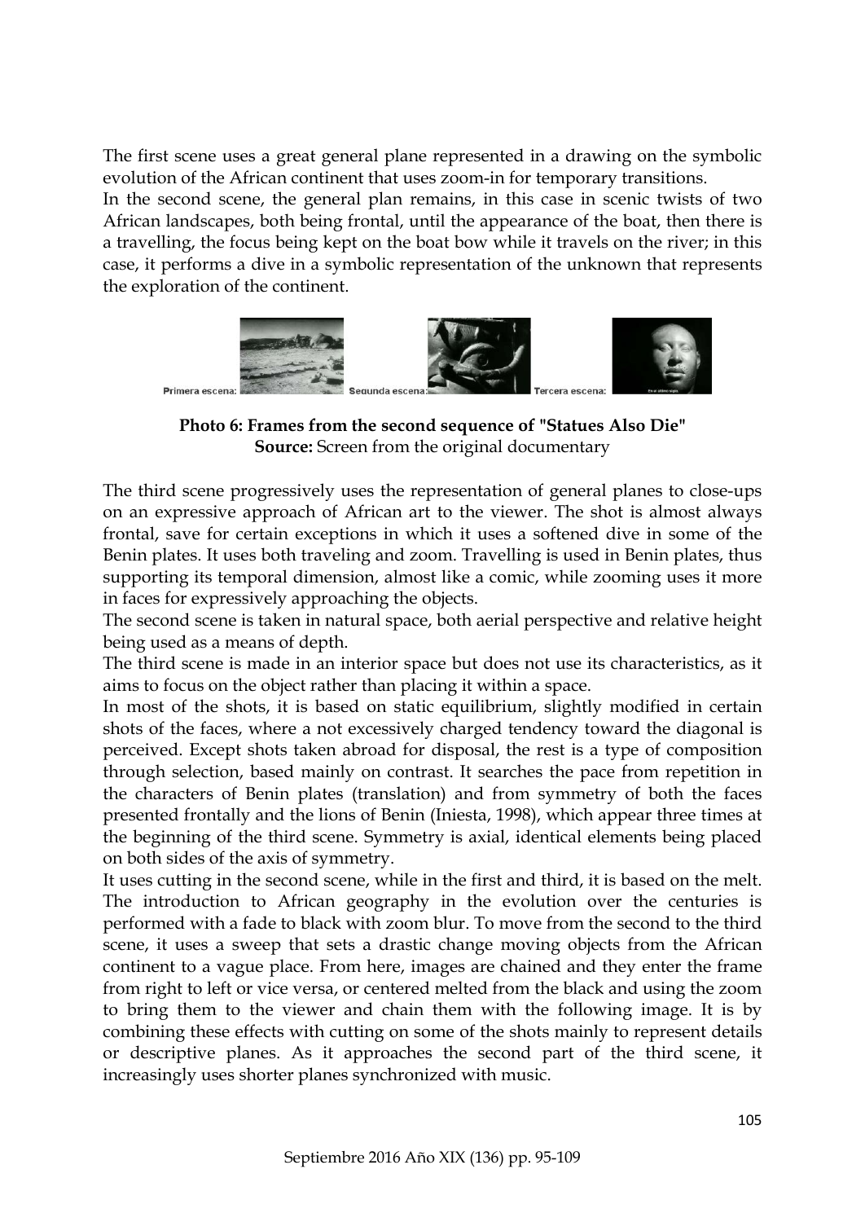The first scene uses a great general plane represented in a drawing on the symbolic evolution of the African continent that uses zoom-in for temporary transitions.

In the second scene, the general plan remains, in this case in scenic twists of two African landscapes, both being frontal, until the appearance of the boat, then there is a travelling, the focus being kept on the boat bow while it travels on the river; in this case, it performs a dive in a symbolic representation of the unknown that represents the exploration of the continent.

Primera escena: Segunda escena: Tercera escena:

**Photo 6: Frames from the second sequence of "Statues Also Die"**
**Source:** Screen from the original documentary

The third scene progressively uses the representation of general planes to close-ups on an expressive approach of African art to the viewer. The shot is almost always frontal, save for certain exceptions in which it uses a softened dive in some of the Benin plates. It uses both traveling and zoom. Travelling is used in Benin plates, thus supporting its temporal dimension, almost like a comic, while zooming uses it more in faces for expressively approaching the objects.

The second scene is taken in natural space, both aerial perspective and relative height being used as a means of depth.

The third scene is made in an interior space but does not use its characteristics, as it aims to focus on the object rather than placing it within a space.

In most of the shots, it is based on static equilibrium, slightly modified in certain shots of the faces, where a not excessively charged tendency toward the diagonal is perceived. Except shots taken abroad for disposal, the rest is a type of composition through selection, based mainly on contrast. It searches the pace from repetition in the characters of Benin plates (translation) and from symmetry of both the faces presented frontally and the lions of Benin (Iniesta, 1998), which appear three times at the beginning of the third scene. Symmetry is axial, identical elements being placed on both sides of the axis of symmetry.

It uses cutting in the second scene, while in the first and third, it is based on the melt. The introduction to African geography in the evolution over the centuries is performed with a fade to black with zoom blur. To move from the second to the third scene, it uses a sweep that sets a drastic change moving objects from the African continent to a vague place. From here, images are chained and they enter the frame from right to left or vice versa, or centered melted from the black and using the zoom to bring them to the viewer and chain them with the following image. It is by combining these effects with cutting on some of the shots mainly to represent details or descriptive planes. As it approaches the second part of the third scene, it increasingly uses shorter planes synchronized with music.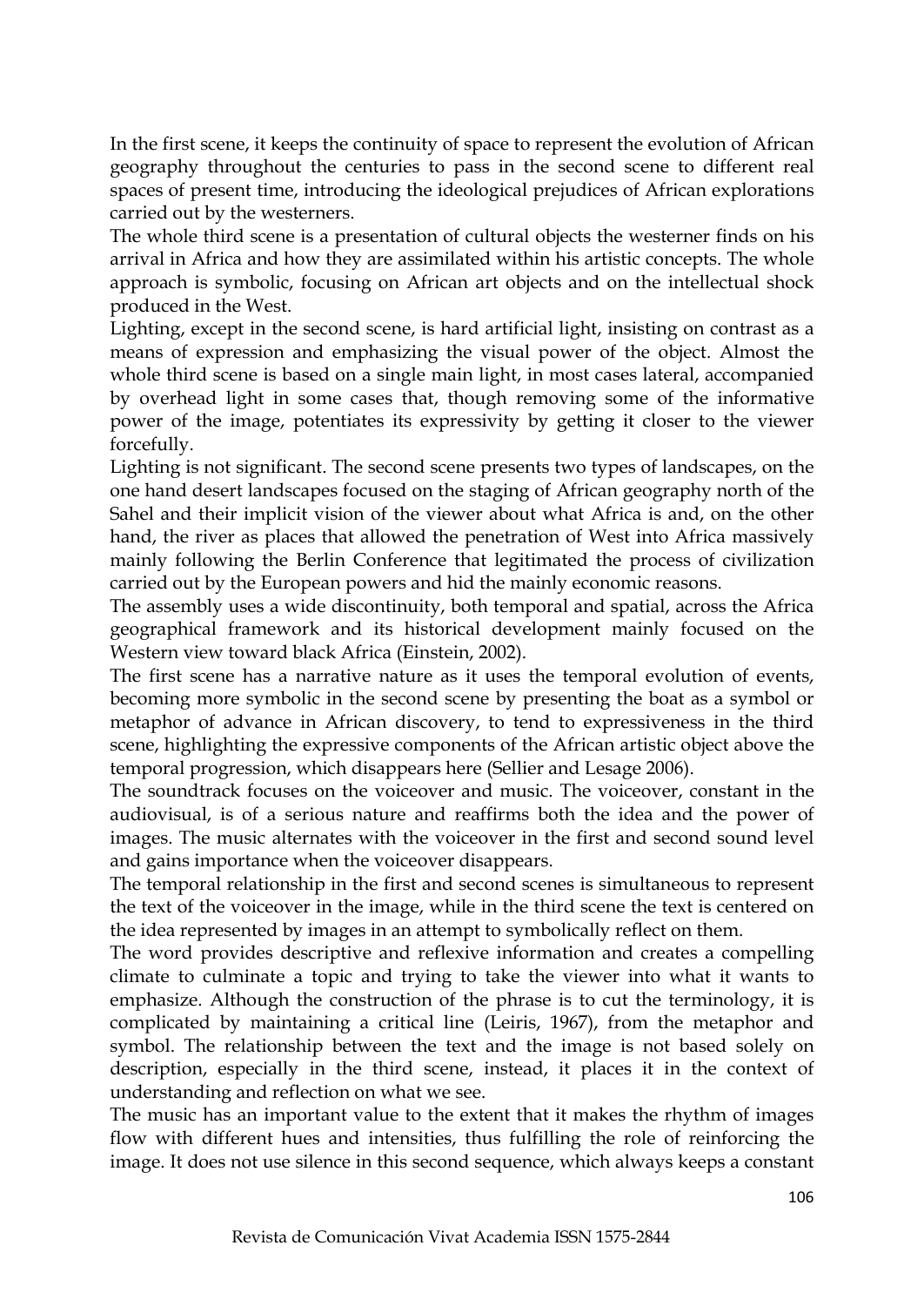In the first scene, it keeps the continuity of space to represent the evolution of African geography throughout the centuries to pass in the second scene to different real spaces of present time, introducing the ideological prejudices of African explorations carried out by the westerners.

The whole third scene is a presentation of cultural objects the westerner finds on his arrival in Africa and how they are assimilated within his artistic concepts. The whole approach is symbolic, focusing on African art objects and on the intellectual shock produced in the West.

Lighting, except in the second scene, is hard artificial light, insisting on contrast as a means of expression and emphasizing the visual power of the object. Almost the whole third scene is based on a single main light, in most cases lateral, accompanied by overhead light in some cases that, though removing some of the informative power of the image, potentiates its expressivity by getting it closer to the viewer forcefully.

Lighting is not significant. The second scene presents two types of landscapes, on the one hand desert landscapes focused on the staging of African geography north of the Sahel and their implicit vision of the viewer about what Africa is and, on the other hand, the river as places that allowed the penetration of West into Africa massively mainly following the Berlin Conference that legitimated the process of civilization carried out by the European powers and hid the mainly economic reasons.

The assembly uses a wide discontinuity, both temporal and spatial, across the Africa geographical framework and its historical development mainly focused on the Western view toward black Africa (Einstein, 2002).

The first scene has a narrative nature as it uses the temporal evolution of events, becoming more symbolic in the second scene by presenting the boat as a symbol or metaphor of advance in African discovery, to tend to expressiveness in the third scene, highlighting the expressive components of the African artistic object above the temporal progression, which disappears here (Sellier and Lesage 2006).

The soundtrack focuses on the voiceover and music. The voiceover, constant in the audiovisual, is of a serious nature and reaffirms both the idea and the power of images. The music alternates with the voiceover in the first and second sound level and gains importance when the voiceover disappears.

The temporal relationship in the first and second scenes is simultaneous to represent the text of the voiceover in the image, while in the third scene the text is centered on the idea represented by images in an attempt to symbolically reflect on them.

The word provides descriptive and reflexive information and creates a compelling climate to culminate a topic and trying to take the viewer into what it wants to emphasize. Although the construction of the phrase is to cut the terminology, it is complicated by maintaining a critical line (Leiris, 1967), from the metaphor and symbol. The relationship between the text and the image is not based solely on description, especially in the third scene, instead, it places it in the context of understanding and reflection on what we see.

The music has an important value to the extent that it makes the rhythm of images flow with different hues and intensities, thus fulfilling the role of reinforcing the image. It does not use silence in this second sequence, which always keeps a constant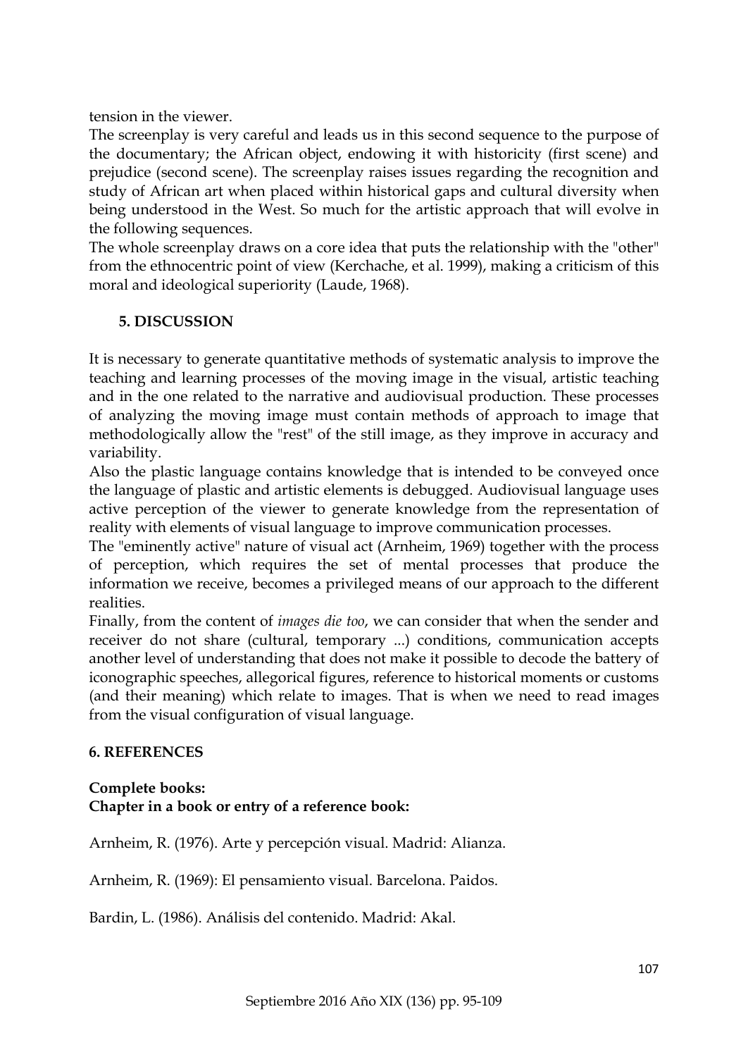tension in the viewer.

The screenplay is very careful and leads us in this second sequence to the purpose of the documentary; the African object, endowing it with historicity (first scene) and prejudice (second scene). The screenplay raises issues regarding the recognition and study of African art when placed within historical gaps and cultural diversity when being understood in the West. So much for the artistic approach that will evolve in the following sequences.

The whole screenplay draws on a core idea that puts the relationship with the "other" from the ethnocentric point of view (Kerchache, et al. 1999), making a criticism of this moral and ideological superiority (Laude, 1968).

## 5. DISCUSSION

It is necessary to generate quantitative methods of systematic analysis to improve the teaching and learning processes of the moving image in the visual, artistic teaching and in the one related to the narrative and audiovisual production. These processes of analyzing the moving image must contain methods of approach to image that methodologically allow the "rest" of the still image, as they improve in accuracy and variability.

Also the plastic language contains knowledge that is intended to be conveyed once the language of plastic and artistic elements is debugged. Audiovisual language uses active perception of the viewer to generate knowledge from the representation of reality with elements of visual language to improve communication processes.

The "eminently active" nature of visual act (Arnheim, 1969) together with the process of perception, which requires the set of mental processes that produce the information we receive, becomes a privileged means of our approach to the different realities.

Finally, from the content of *images die too*, we can consider that when the sender and receiver do not share (cultural, temporary ...) conditions, communication accepts another level of understanding that does not make it possible to decode the battery of iconographic speeches, allegorical figures, reference to historical moments or customs (and their meaning) which relate to images. That is when we need to read images from the visual configuration of visual language.

## 6. REFERENCES

**Complete books:**
**Chapter in a book or entry of a reference book:**

Arnheim, R. (1976). Arte y percepción visual. Madrid: Alianza.

Arnheim, R. (1969): El pensamiento visual. Barcelona. Paidos.

Bardin, L. (1986). Análisis del contenido. Madrid: Akal.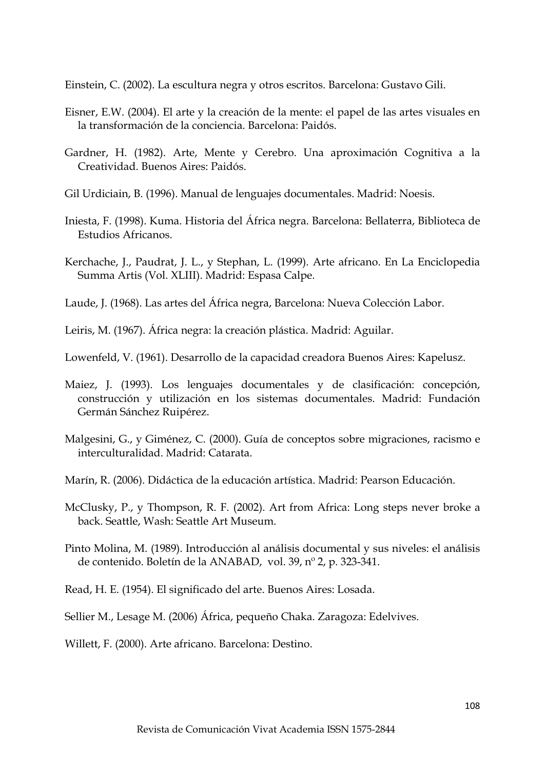Einstein, C. (2002). La escultura negra y otros escritos. Barcelona: Gustavo Gili.

Eisner, E.W. (2004). El arte y la creación de la mente: el papel de las artes visuales en la transformación de la conciencia. Barcelona: Paidós.

Gardner, H. (1982). Arte, Mente y Cerebro. Una aproximación Cognitiva a la Creatividad. Buenos Aires: Paidós.

Gil Urdiciain, B. (1996). Manual de lenguajes documentales. Madrid: Noesis.

Iniesta, F. (1998). Kuma. Historia del África negra. Barcelona: Bellaterra, Biblioteca de Estudios Africanos.

Kerchache, J., Paudrat, J. L., y Stephan, L. (1999). Arte africano. En La Enciclopedia Summa Artis (Vol. XLIII). Madrid: Espasa Calpe.

Laude, J. (1968). Las artes del África negra, Barcelona: Nueva Colección Labor.

Leiris, M. (1967). África negra: la creación plástica. Madrid: Aguilar.

Lowenfeld, V. (1961). Desarrollo de la capacidad creadora Buenos Aires: Kapelusz.

Maiez, J. (1993). Los lenguajes documentales y de clasificación: concepción, construcción y utilización en los sistemas documentales. Madrid: Fundación Germán Sánchez Ruipérez.

Malgesini, G., y Giménez, C. (2000). Guía de conceptos sobre migraciones, racismo e interculturalidad. Madrid: Catarata.

Marín, R. (2006). Didáctica de la educación artística. Madrid: Pearson Educación.

McClusky, P., y Thompson, R. F. (2002). Art from Africa: Long steps never broke a back. Seattle, Wash: Seattle Art Museum.

Pinto Molina, M. (1989). Introducción al análisis documental y sus niveles: el análisis de contenido. Boletín de la ANABAD, vol. 39, nº 2, p. 323-341.

Read, H. E. (1954). El significado del arte. Buenos Aires: Losada.

Sellier M., Lesage M. (2006) África, pequeño Chaka. Zaragoza: Edelvives.

Willett, F. (2000). Arte africano. Barcelona: Destino.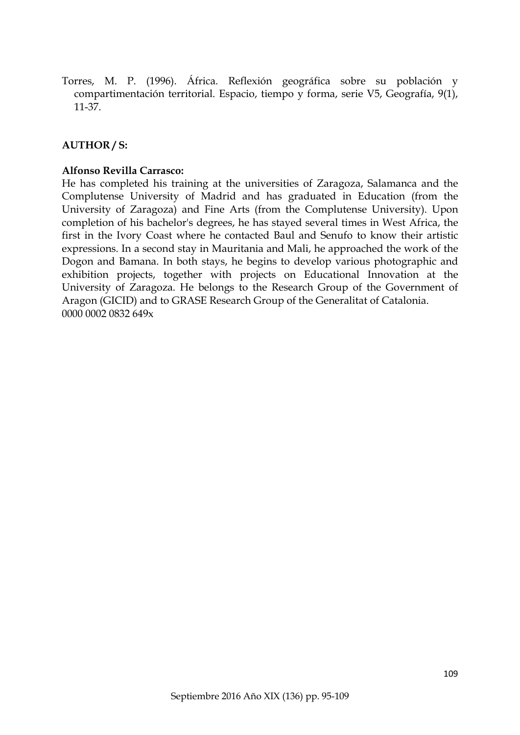Torres, M. P. (1996). África. Reflexión geográfica sobre su población y compartimentación territorial. Espacio, tiempo y forma, serie V5, Geografía, 9(1), 11-37.

**AUTHOR / S:**

**Alfonso Revilla Carrasco:**
He has completed his training at the universities of Zaragoza, Salamanca and the Complutense University of Madrid and has graduated in Education (from the University of Zaragoza) and Fine Arts (from the Complutense University). Upon completion of his bachelor's degrees, he has stayed several times in West Africa, the first in the Ivory Coast where he contacted Baul and Senufo to know their artistic expressions. In a second stay in Mauritania and Mali, he approached the work of the Dogon and Bamana. In both stays, he begins to develop various photographic and exhibition projects, together with projects on Educational Innovation at the University of Zaragoza. He belongs to the Research Group of the Government of Aragon (GICID) and to GRASE Research Group of the Generalitat of Catalonia.
0000 0002 0832 649x